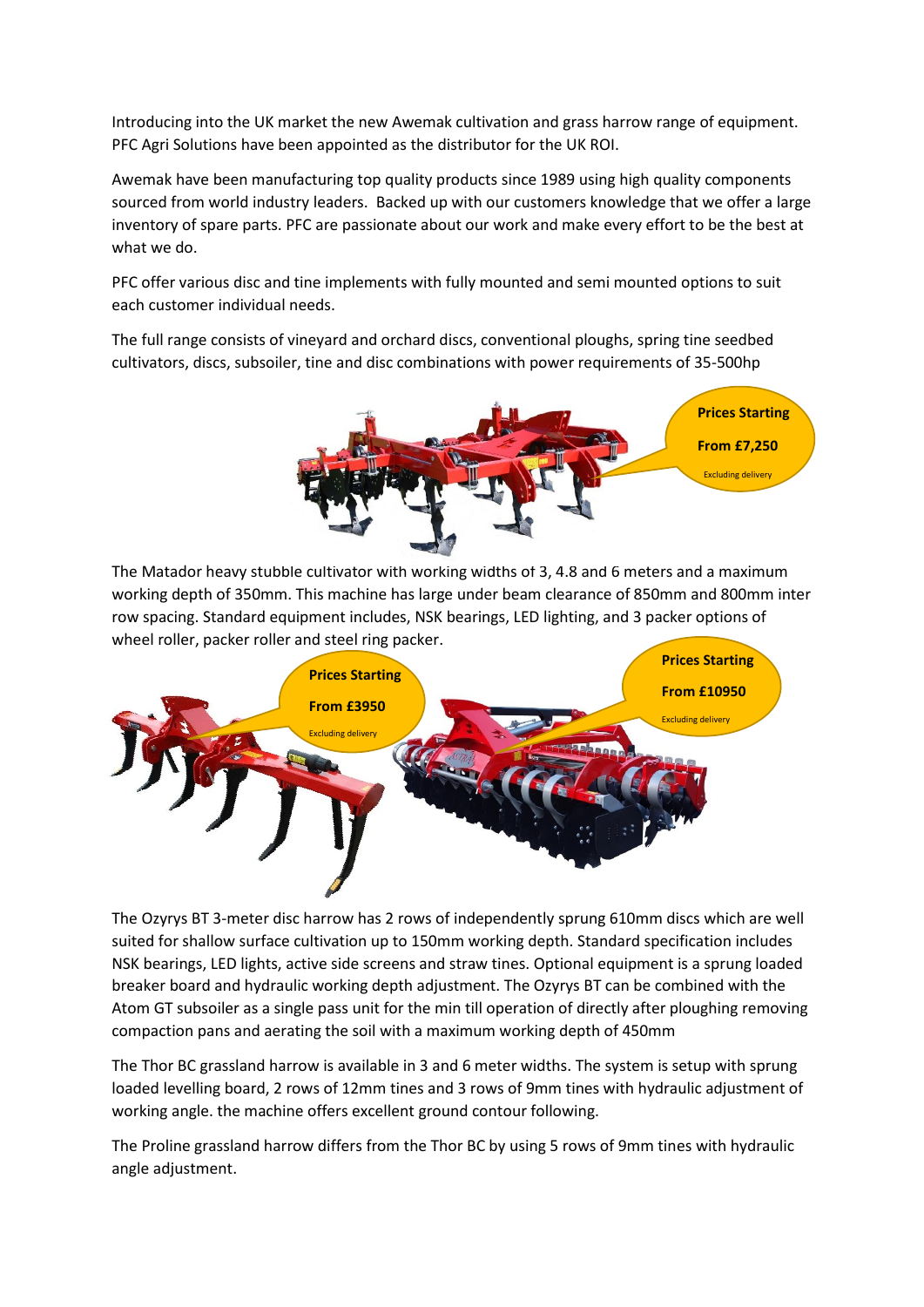Introducing into the UK market the new Awemak cultivation and grass harrow range of equipment. PFC Agri Solutions have been appointed as the distributor for the UK ROI.

Awemak have been manufacturing top quality products since 1989 using high quality components sourced from world industry leaders. Backed up with our customers knowledge that we offer a large inventory of spare parts. PFC are passionate about our work and make every effort to be the best at what we do.

PFC offer various disc and tine implements with fully mounted and semi mounted options to suit each customer individual needs.

The full range consists of vineyard and orchard discs, conventional ploughs, spring tine seedbed cultivators, discs, subsoiler, tine and disc combinations with power requirements of 35-500hp

**Prices Starting From £7,250**
Excluding delivery

The Matador heavy stubble cultivator with working widths of 3, 4.8 and 6 meters and a maximum working depth of 350mm. This machine has large under beam clearance of 850mm and 800mm inter row spacing. Standard equipment includes, NSK bearings, LED lighting, and 3 packer options of wheel roller, packer roller and steel ring packer.

**Prices Starting From £3950**
Excluding delivery

**Prices Starting From £10950**
Excluding delivery

The Ozyrys BT 3-meter disc harrow has 2 rows of independently sprung 610mm discs which are well suited for shallow surface cultivation up to 150mm working depth. Standard specification includes NSK bearings, LED lights, active side screens and straw tines. Optional equipment is a sprung loaded breaker board and hydraulic working depth adjustment. The Ozyrys BT can be combined with the Atom GT subsoiler as a single pass unit for the min till operation of directly after ploughing removing compaction pans and aerating the soil with a maximum working depth of 450mm

The Thor BC grassland harrow is available in 3 and 6 meter widths. The system is setup with sprung loaded levelling board, 2 rows of 12mm tines and 3 rows of 9mm tines with hydraulic adjustment of working angle. the machine offers excellent ground contour following.

The Proline grassland harrow differs from the Thor BC by using 5 rows of 9mm tines with hydraulic angle adjustment.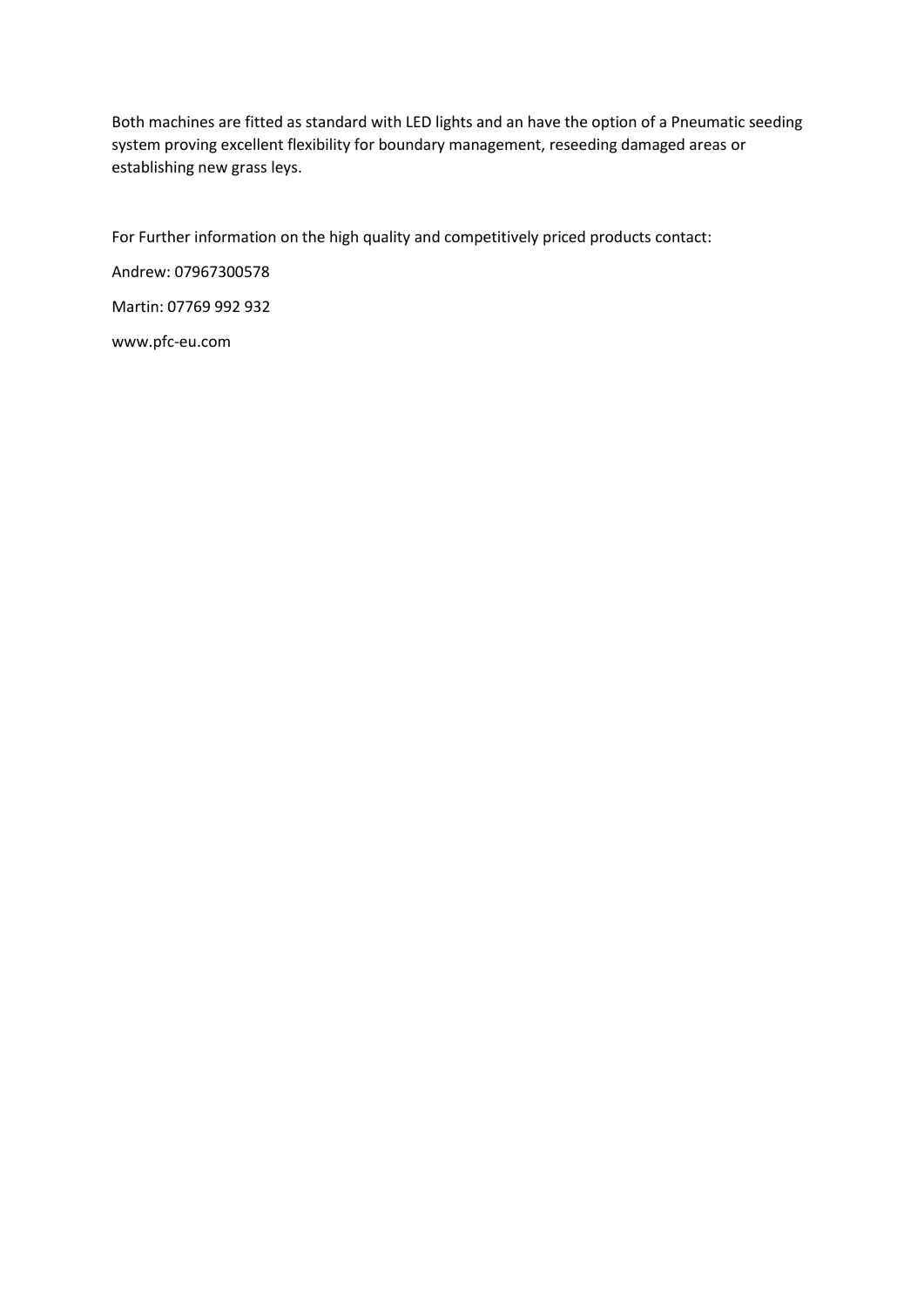Both machines are fitted as standard with LED lights and an have the option of a Pneumatic seeding system proving excellent flexibility for boundary management, reseeding damaged areas or establishing new grass leys.

For Further information on the high quality and competitively priced products contact:

Andrew: 07967300578

Martin: 07769 992 932

www.pfc-eu.com